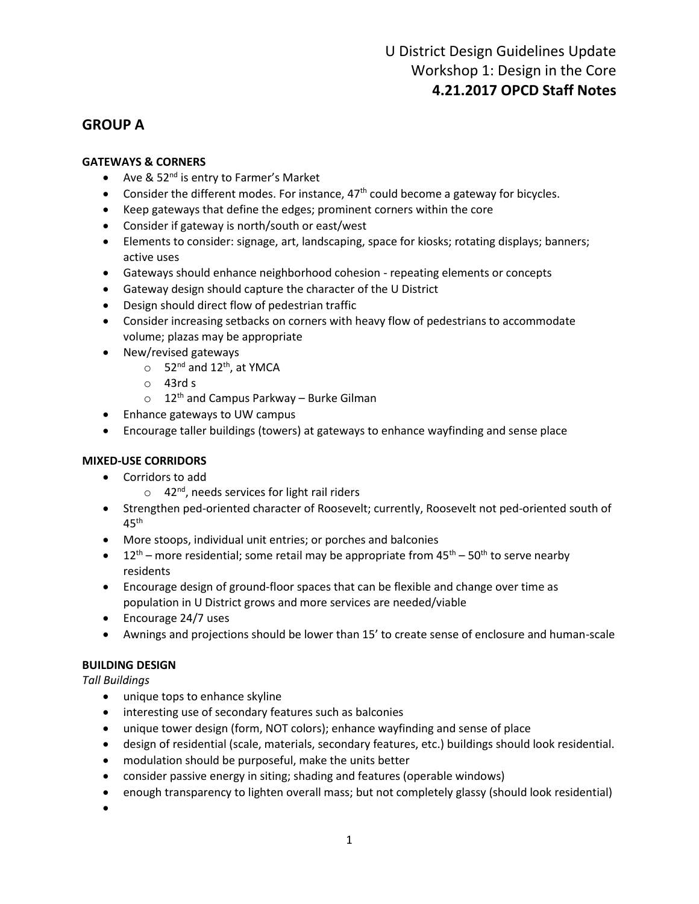# U District Design Guidelines Update
## Workshop 1: Design in the Core
## **4.21.2017 OPCD Staff Notes**

## GROUP A

### GATEWAYS & CORNERS

- Ave & 52nd is entry to Farmer's Market
- Consider the different modes. For instance, 47th could become a gateway for bicycles.
- Keep gateways that define the edges; prominent corners within the core
- Consider if gateway is north/south or east/west
- Elements to consider: signage, art, landscaping, space for kiosks; rotating displays; banners; active uses
- Gateways should enhance neighborhood cohesion - repeating elements or concepts
- Gateway design should capture the character of the U District
- Design should direct flow of pedestrian traffic
- Consider increasing setbacks on corners with heavy flow of pedestrians to accommodate volume; plazas may be appropriate
- New/revised gateways
  - 52nd and 12th, at YMCA
  - 43rd s
  - 12th and Campus Parkway – Burke Gilman
- Enhance gateways to UW campus
- Encourage taller buildings (towers) at gateways to enhance wayfinding and sense place

### MIXED-USE CORRIDORS

- Corridors to add
  - 42nd, needs services for light rail riders
- Strengthen ped-oriented character of Roosevelt; currently, Roosevelt not ped-oriented south of 45th
- More stoops, individual unit entries; or porches and balconies
- 12th – more residential; some retail may be appropriate from 45th – 50th to serve nearby residents
- Encourage design of ground-floor spaces that can be flexible and change over time as population in U District grows and more services are needed/viable
- Encourage 24/7 uses
- Awnings and projections should be lower than 15' to create sense of enclosure and human-scale

### BUILDING DESIGN

*Tall Buildings*

- unique tops to enhance skyline
- interesting use of secondary features such as balconies
- unique tower design (form, NOT colors); enhance wayfinding and sense of place
- design of residential (scale, materials, secondary features, etc.) buildings should look residential.
- modulation should be purposeful, make the units better
- consider passive energy in siting; shading and features (operable windows)
- enough transparency to lighten overall mass; but not completely glassy (should look residential)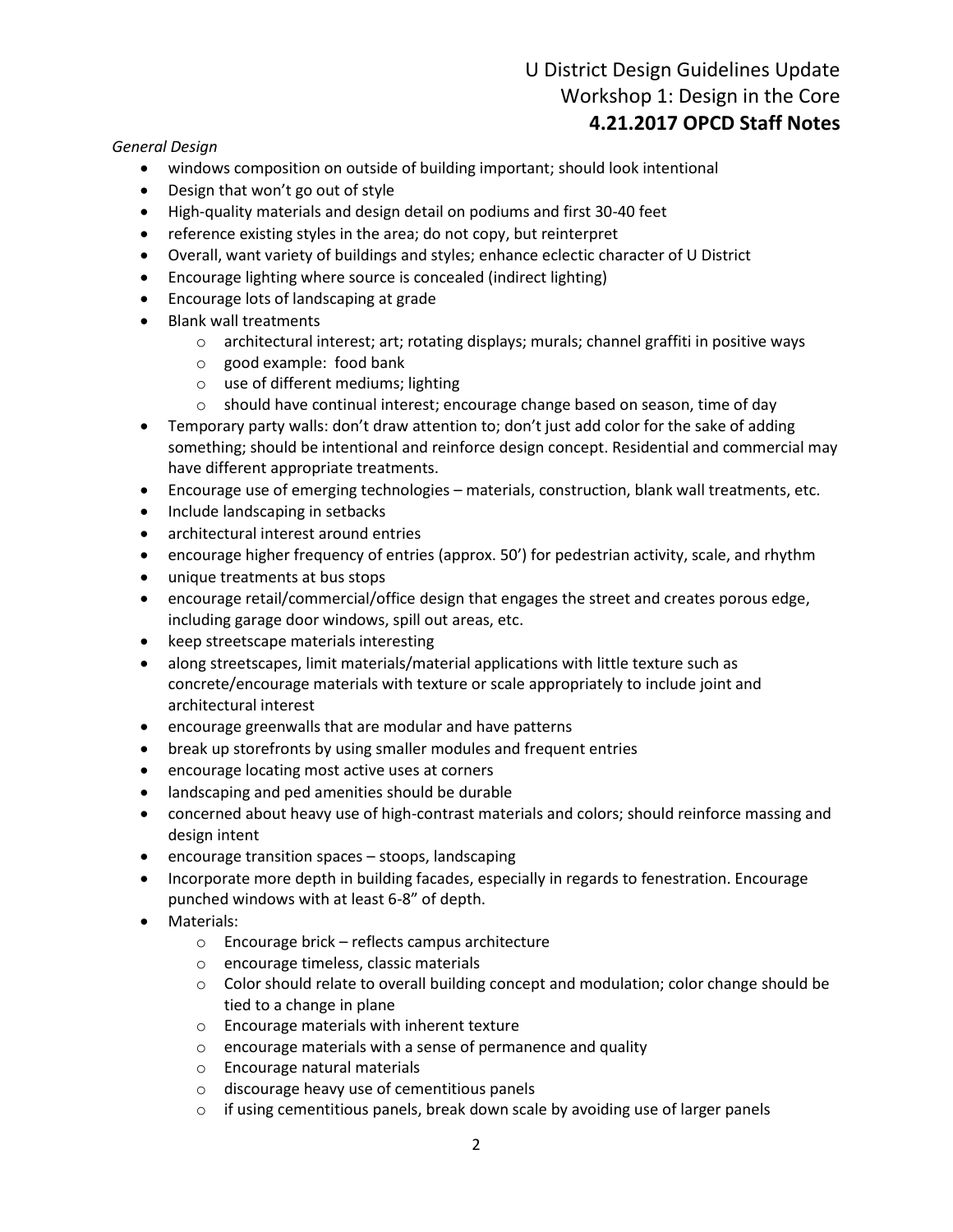*General Design*

- windows composition on outside of building important; should look intentional
- Design that won't go out of style
- High-quality materials and design detail on podiums and first 30-40 feet
- reference existing styles in the area; do not copy, but reinterpret
- Overall, want variety of buildings and styles; enhance eclectic character of U District
- Encourage lighting where source is concealed (indirect lighting)
- Encourage lots of landscaping at grade
- Blank wall treatments
    - architectural interest; art; rotating displays; murals; channel graffiti in positive ways
    - good example: food bank
    - use of different mediums; lighting
    - should have continual interest; encourage change based on season, time of day
- Temporary party walls: don't draw attention to; don't just add color for the sake of adding something; should be intentional and reinforce design concept. Residential and commercial may have different appropriate treatments.
- Encourage use of emerging technologies – materials, construction, blank wall treatments, etc.
- Include landscaping in setbacks
- architectural interest around entries
- encourage higher frequency of entries (approx. 50') for pedestrian activity, scale, and rhythm
- unique treatments at bus stops
- encourage retail/commercial/office design that engages the street and creates porous edge, including garage door windows, spill out areas, etc.
- keep streetscape materials interesting
- along streetscapes, limit materials/material applications with little texture such as concrete/encourage materials with texture or scale appropriately to include joint and architectural interest
- encourage greenwalls that are modular and have patterns
- break up storefronts by using smaller modules and frequent entries
- encourage locating most active uses at corners
- landscaping and ped amenities should be durable
- concerned about heavy use of high-contrast materials and colors; should reinforce massing and design intent
- encourage transition spaces – stoops, landscaping
- Incorporate more depth in building facades, especially in regards to fenestration. Encourage punched windows with at least 6-8" of depth.
- Materials:
    - Encourage brick – reflects campus architecture
    - encourage timeless, classic materials
    - Color should relate to overall building concept and modulation; color change should be tied to a change in plane
    - Encourage materials with inherent texture
    - encourage materials with a sense of permanence and quality
    - Encourage natural materials
    - discourage heavy use of cementitious panels
    - if using cementitious panels, break down scale by avoiding use of larger panels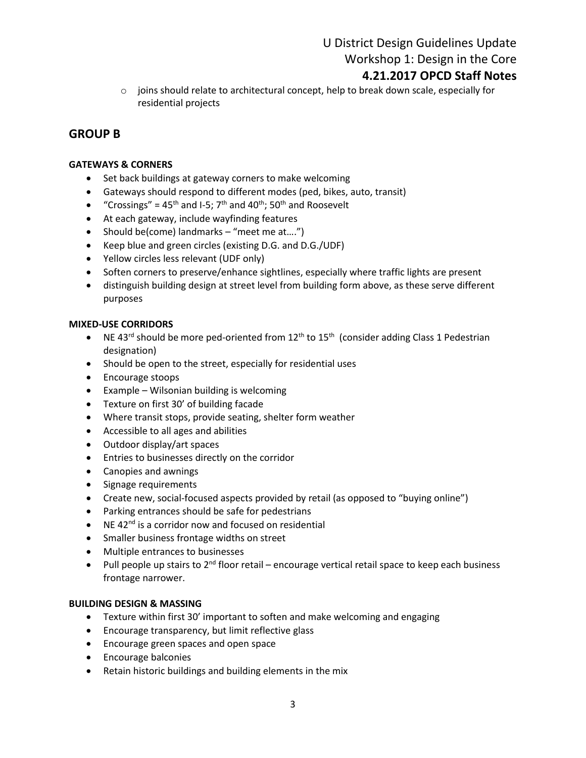- joins should relate to architectural concept, help to break down scale, especially for residential projects

## GROUP B

**GATEWAYS & CORNERS**

- Set back buildings at gateway corners to make welcoming
- Gateways should respond to different modes (ped, bikes, auto, transit)
- "Crossings" = 45th and I-5; 7th and 40th; 50th and Roosevelt
- At each gateway, include wayfinding features
- Should be(come) landmarks – "meet me at….")
- Keep blue and green circles (existing D.G. and D.G./UDF)
- Yellow circles less relevant (UDF only)
- Soften corners to preserve/enhance sightlines, especially where traffic lights are present
- distinguish building design at street level from building form above, as these serve different purposes

**MIXED-USE CORRIDORS**

- NE 43rd should be more ped-oriented from 12th to 15th (consider adding Class 1 Pedestrian designation)
- Should be open to the street, especially for residential uses
- Encourage stoops
- Example – Wilsonian building is welcoming
- Texture on first 30' of building facade
- Where transit stops, provide seating, shelter form weather
- Accessible to all ages and abilities
- Outdoor display/art spaces
- Entries to businesses directly on the corridor
- Canopies and awnings
- Signage requirements
- Create new, social-focused aspects provided by retail (as opposed to "buying online")
- Parking entrances should be safe for pedestrians
- NE 42nd is a corridor now and focused on residential
- Smaller business frontage widths on street
- Multiple entrances to businesses
- Pull people up stairs to 2nd floor retail – encourage vertical retail space to keep each business frontage narrower.

**BUILDING DESIGN & MASSING**

- Texture within first 30' important to soften and make welcoming and engaging
- Encourage transparency, but limit reflective glass
- Encourage green spaces and open space
- Encourage balconies
- Retain historic buildings and building elements in the mix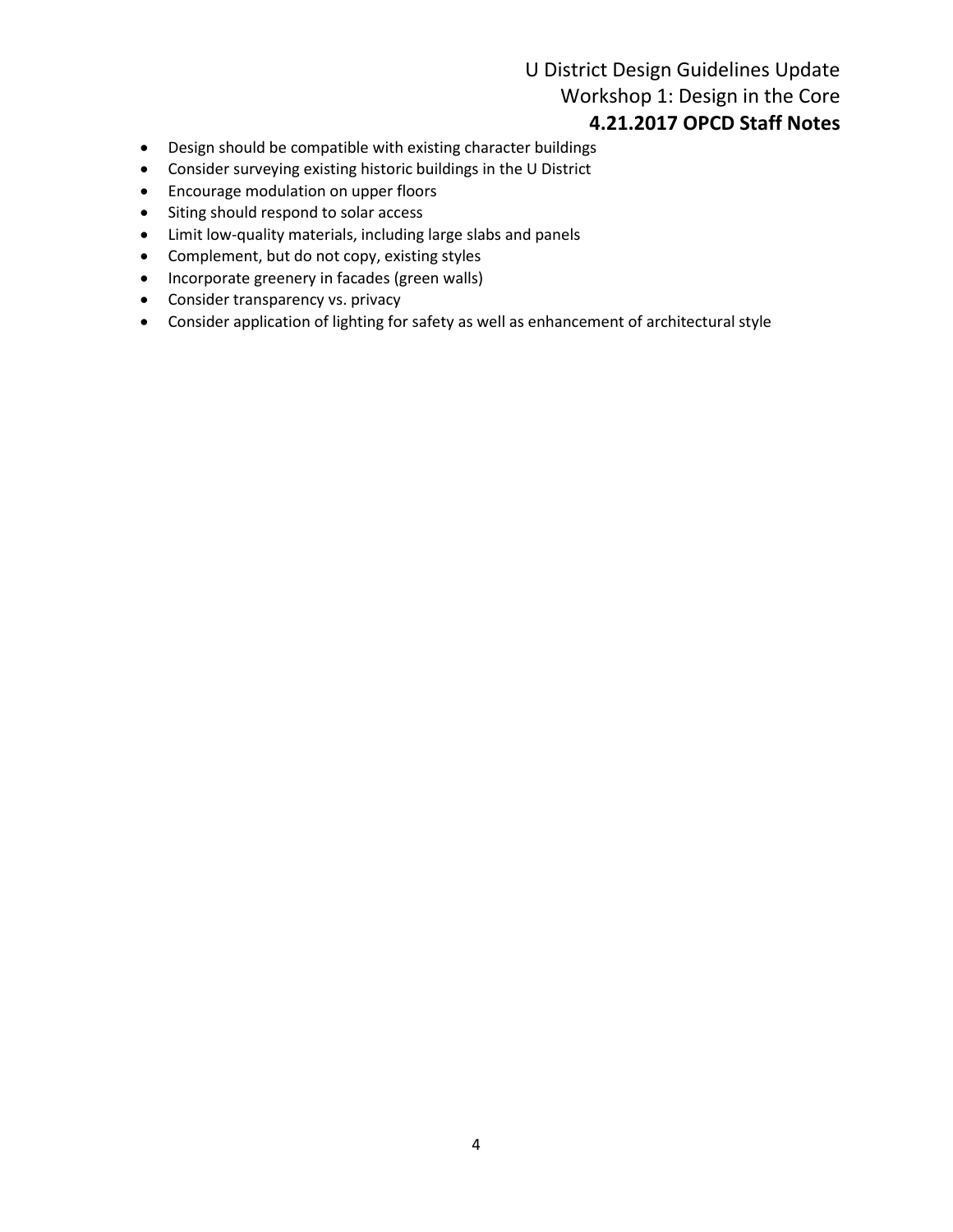- Design should be compatible with existing character buildings
- Consider surveying existing historic buildings in the U District
- Encourage modulation on upper floors
- Siting should respond to solar access
- Limit low-quality materials, including large slabs and panels
- Complement, but do not copy, existing styles
- Incorporate greenery in facades (green walls)
- Consider transparency vs. privacy
- Consider application of lighting for safety as well as enhancement of architectural style